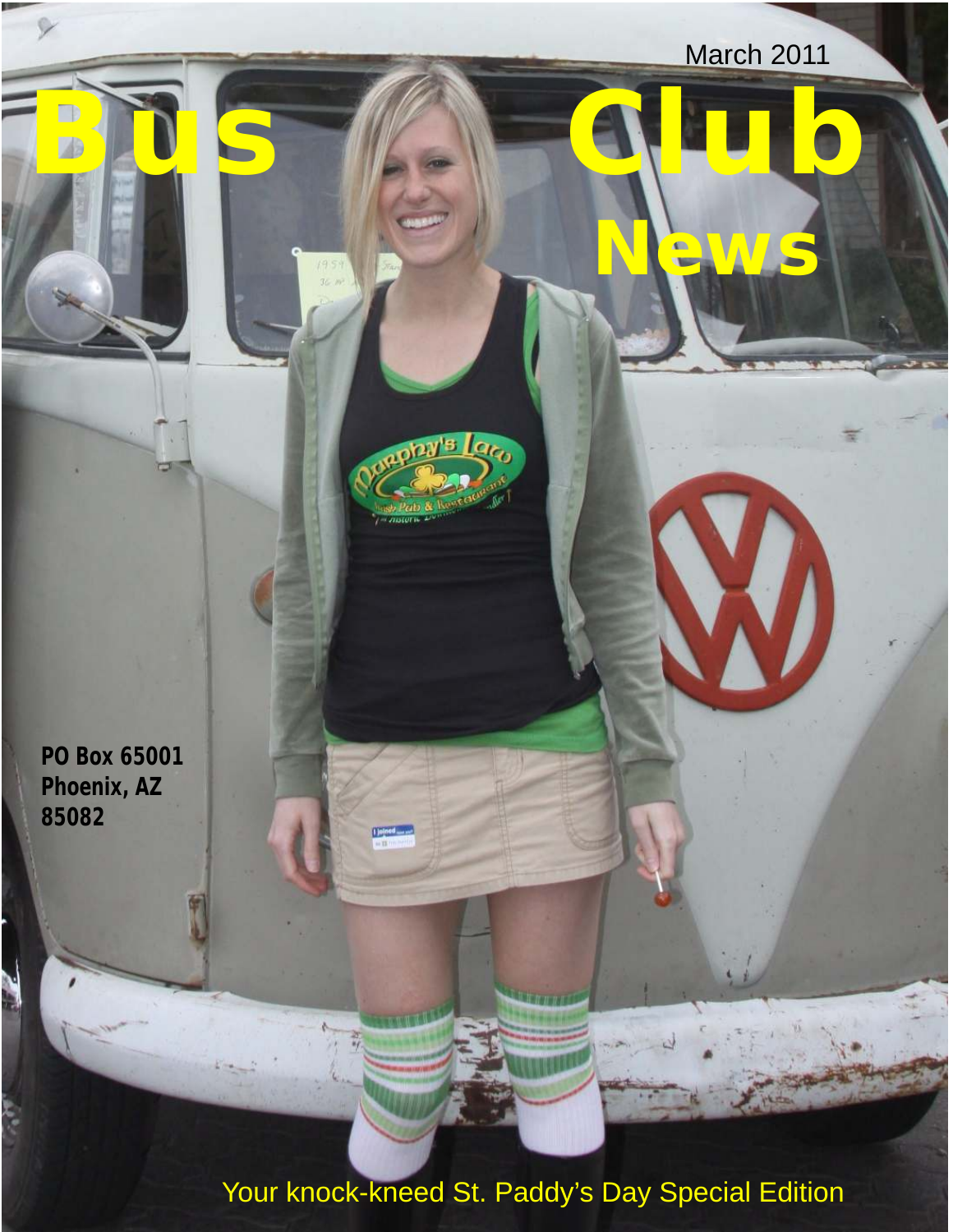March 2011

# Bus Club News

**PO Box 65001**
**Phoenix, AZ**
**85082**

Your knock-kneed St. Paddy's Day Special Edition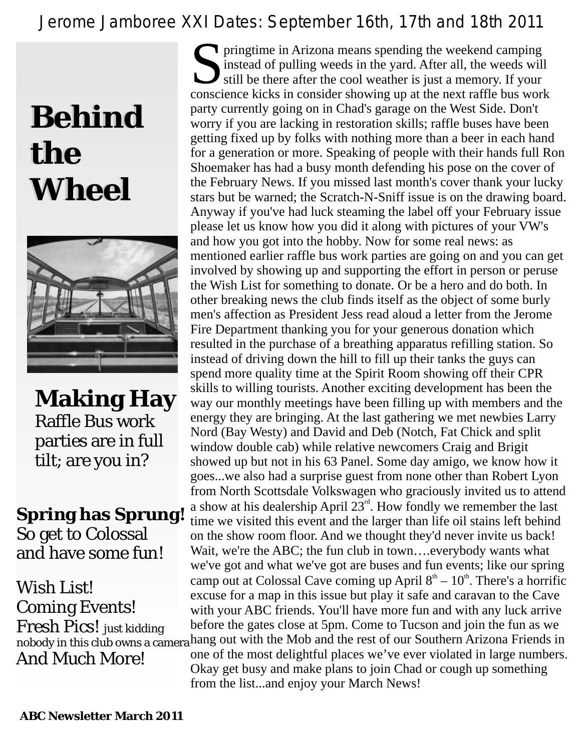Jerome Jamboree XXI Dates: September 16th, 17th and 18th 2011

# Behind the Wheel

**Making Hay**
Raffle Bus work parties are in full tilt; are you in?

**Spring has Sprung!**
So get to Colossal and have some fun!

Wish List!
Coming Events!
Fresh Pics! just kidding nobody in this club owns a camera
And Much More!

Springtime in Arizona means spending the weekend camping instead of pulling weeds in the yard. After all, the weeds will still be there after the cool weather is just a memory. If your conscience kicks in consider showing up at the next raffle bus work party currently going on in Chad's garage on the West Side. Don't worry if you are lacking in restoration skills; raffle buses have been getting fixed up by folks with nothing more than a beer in each hand for a generation or more. Speaking of people with their hands full Ron Shoemaker has had a busy month defending his pose on the cover of the February News. If you missed last month's cover thank your lucky stars but be warned; the Scratch-N-Sniff issue is on the drawing board. Anyway if you've had luck steaming the label off your February issue please let us know how you did it along with pictures of your VW's and how you got into the hobby. Now for some real news: as mentioned earlier raffle bus work parties are going on and you can get involved by showing up and supporting the effort in person or peruse the Wish List for something to donate. Or be a hero and do both. In other breaking news the club finds itself as the object of some burly men's affection as President Jess read aloud a letter from the Jerome Fire Department thanking you for your generous donation which resulted in the purchase of a breathing apparatus refilling station. So instead of driving down the hill to fill up their tanks the guys can spend more quality time at the Spirit Room showing off their CPR skills to willing tourists. Another exciting development has been the way our monthly meetings have been filling up with members and the energy they are bringing. At the last gathering we met newbies Larry Nord (Bay Westy) and David and Deb (Notch, Fat Chick and split window double cab) while relative newcomers Craig and Brigit showed up but not in his 63 Panel. Some day amigo, we know how it goes...we also had a surprise guest from none other than Robert Lyon from North Scottsdale Volkswagen who graciously invited us to attend a show at his dealership April 23rd. How fondly we remember the last time we visited this event and the larger than life oil stains left behind on the show room floor. And we thought they'd never invite us back! Wait, we're the ABC; the fun club in town….everybody wants what we've got and what we've got are buses and fun events; like our spring camp out at Colossal Cave coming up April 8th – 10th. There's a horrific excuse for a map in this issue but play it safe and caravan to the Cave with your ABC friends. You'll have more fun and with any luck arrive before the gates close at 5pm. Come to Tucson and join the fun as we hang out with the Mob and the rest of our Southern Arizona Friends in one of the most delightful places we've ever violated in large numbers. Okay get busy and make plans to join Chad or cough up something from the list...and enjoy your March News!

**ABC Newsletter March 2011**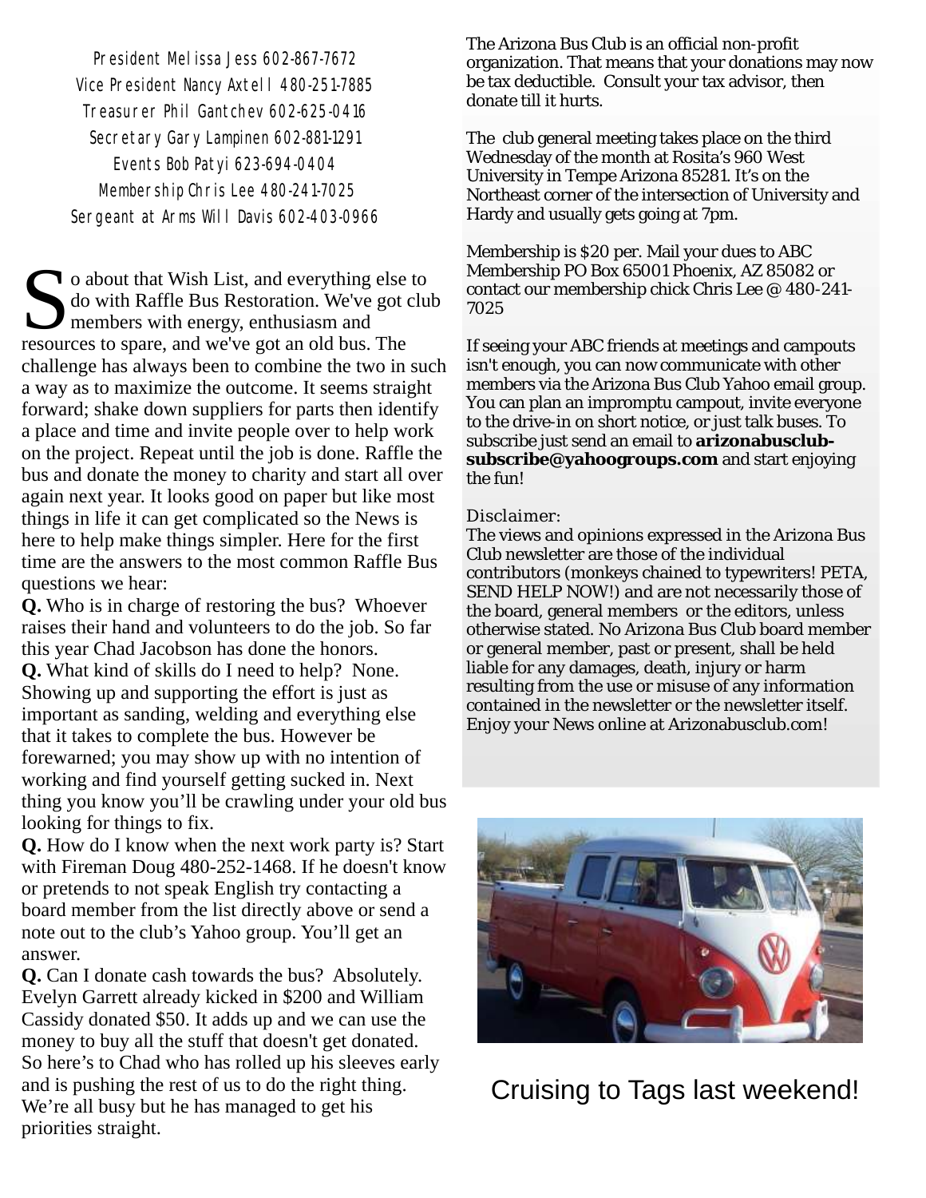President Melissa Jess 602-867-7672
Vice President Nancy Axtell 480-251-7885
Treasurer Phil Gantchev 602-625-0416
Secretary Gary Lampinen 602-881-1291
Events Bob Patyi 623-694-0404
Membership Chris Lee 480-241-7025
Sergeant at Arms Will Davis 602-403-0966

So about that Wish List, and everything else to do with Raffle Bus Restoration. We've got club members with energy, enthusiasm and resources to spare, and we've got an old bus. The challenge has always been to combine the two in such a way as to maximize the outcome. It seems straight forward; shake down suppliers for parts then identify a place and time and invite people over to help work on the project. Repeat until the job is done. Raffle the bus and donate the money to charity and start all over again next year. It looks good on paper but like most things in life it can get complicated so the News is here to help make things simpler. Here for the first time are the answers to the most common Raffle Bus questions we hear:

**Q.** Who is in charge of restoring the bus? Whoever raises their hand and volunteers to do the job. So far this year Chad Jacobson has done the honors.

**Q.** What kind of skills do I need to help? None. Showing up and supporting the effort is just as important as sanding, welding and everything else that it takes to complete the bus. However be forewarned; you may show up with no intention of working and find yourself getting sucked in. Next thing you know you'll be crawling under your old bus looking for things to fix.

**Q.** How do I know when the next work party is? Start with Fireman Doug 480-252-1468. If he doesn't know or pretends to not speak English try contacting a board member from the list directly above or send a note out to the club's Yahoo group. You'll get an answer.

**Q.** Can I donate cash towards the bus? Absolutely. Evelyn Garrett already kicked in $200 and William Cassidy donated $50. It adds up and we can use the money to buy all the stuff that doesn't get donated. So here's to Chad who has rolled up his sleeves early and is pushing the rest of us to do the right thing. We're all busy but he has managed to get his priorities straight.

The Arizona Bus Club is an official non-profit organization. That means that your donations may now be tax deductible. Consult your tax advisor, then donate till it hurts.

The club general meeting takes place on the third Wednesday of the month at Rosita's 960 West University in Tempe Arizona 85281. It's on the Northeast corner of the intersection of University and Hardy and usually gets going at 7pm.

Membership is $20 per. Mail your dues to ABC Membership PO Box 65001 Phoenix, AZ 85082 or contact our membership chick Chris Lee @ 480-241-7025

If seeing your ABC friends at meetings and campouts isn't enough, you can now communicate with other members via the Arizona Bus Club Yahoo email group. You can plan an impromptu campout, invite everyone to the drive-in on short notice, or just talk buses. To subscribe just send an email to **arizonabusclub-subscribe@yahoogroups.com** and start enjoying the fun!

Disclaimer:
The views and opinions expressed in the Arizona Bus Club newsletter are those of the individual contributors (monkeys chained to typewriters! PETA, SEND HELP NOW!) and are not necessarily those of the board, general members or the editors, unless otherwise stated. No Arizona Bus Club board member or general member, past or present, shall be held liable for any damages, death, injury or harm resulting from the use or misuse of any information contained in the newsletter or the newsletter itself. Enjoy your News online at Arizonabusclub.com!

Cruising to Tags last weekend!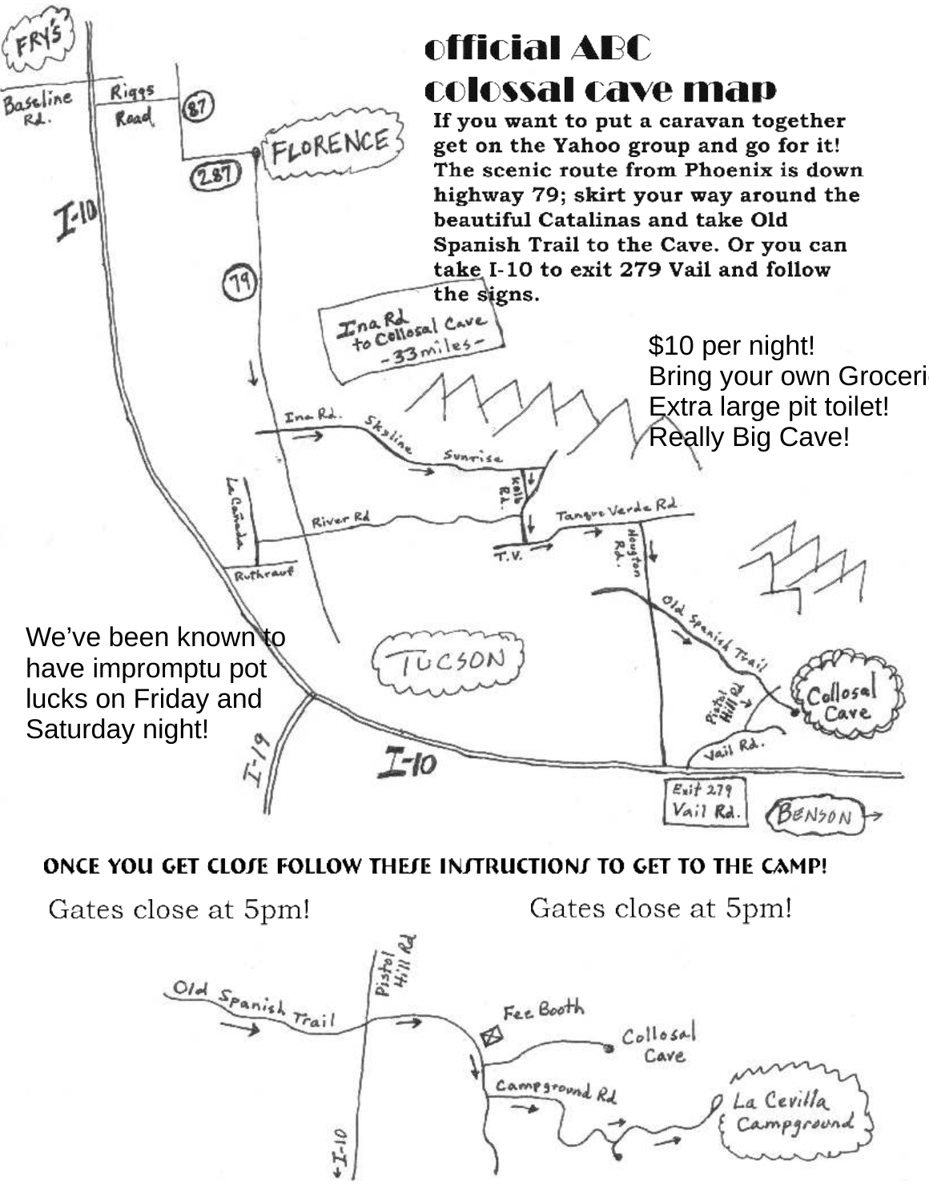# official ABC colossal cave map

**If you want to put a caravan together get on the Yahoo group and go for it! The scenic route from Phoenix is down highway 79; skirt your way around the beautiful Catalinas and take Old Spanish Trail to the Cave. Or you can take I-10 to exit 279 Vail and follow the signs.**

$10 per night!
Bring your own Groceri
Extra large pit toilet!
Really Big Cave!

We've been known to have impromptu pot lucks on Friday and Saturday night!

FRY'S
Baseline Rd.
Riggs Road
87
FLORENCE
287
I-10
79
Ina Rd to Collosal Cave -33 miles-
Ina Rd.
Skyline
Sunrise
Kolb Rd.
La Cañada
River Rd
Tanque Verde Rd
T.V.
Houston Rd.
Ruthrauf
Old Spanish Trail
TUCSON
Pistol Hill Rd.
Collosal Cave
Vail Rd.
I-19
I-10
Exit 279 Vail Rd.
BENSON

## ONCE YOU GET CLOSE FOLLOW THESE INSTRUCTIONS TO GET TO THE CAMP!

Gates close at 5pm!

Gates close at 5pm!

Old Spanish Trail
Pistol Hill Rd
Fee Booth
Collosal Cave
Campground Rd
La Cevilla Campground
I-10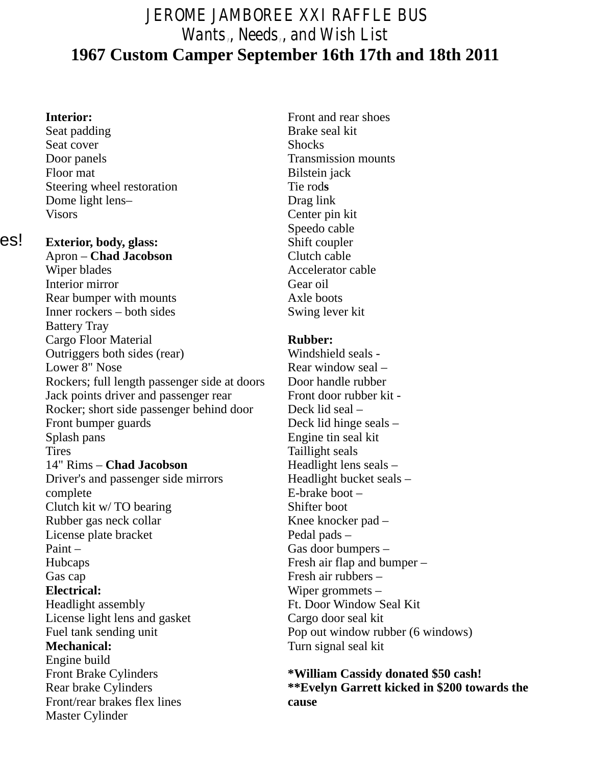# JEROME JAMBOREE XXI RAFFLE BUS

## Wants, Needs, and Wish List

## 1967 Custom Camper September 16th 17th and 18th 2011

es!

**Interior:**
Seat padding
Seat cover
Door panels
Floor mat
Steering wheel restoration
Dome light lens–
Visors

**Exterior, body, glass:**
Apron – **Chad Jacobson**
Wiper blades
Interior mirror
Rear bumper with mounts
Inner rockers – both sides
Battery Tray
Cargo Floor Material
Outriggers both sides (rear)
Lower 8" Nose
Rockers; full length passenger side at doors
Jack points driver and passenger rear
Rocker; short side passenger behind door
Front bumper guards
Splash pans
Tires
14" Rims – **Chad Jacobson**
Driver's and passenger side mirrors complete
Clutch kit w/ TO bearing
Rubber gas neck collar
License plate bracket
Paint –
Hubcaps
Gas cap

**Electrical:**
Headlight assembly
License light lens and gasket
Fuel tank sending unit

**Mechanical:**
Engine build
Front Brake Cylinders
Rear brake Cylinders
Front/rear brakes flex lines
Master Cylinder
Front and rear shoes
Brake seal kit
Shocks
Transmission mounts
Bilstein jack
Tie rods
Drag link
Center pin kit
Speedo cable
Shift coupler
Clutch cable
Accelerator cable
Gear oil
Axle boots
Swing lever kit

**Rubber:**
Windshield seals -
Rear window seal –
Door handle rubber
Front door rubber kit -
Deck lid seal –
Deck lid hinge seals –
Engine tin seal kit
Taillight seals
Headlight lens seals –
Headlight bucket seals –
E-brake boot –
Shifter boot
Knee knocker pad –
Pedal pads –
Gas door bumpers –
Fresh air flap and bumper –
Fresh air rubbers –
Wiper grommets –
Ft. Door Window Seal Kit
Cargo door seal kit
Pop out window rubber (6 windows)
Turn signal seal kit

**\*William Cassidy donated $50 cash!**
**\*\*Evelyn Garrett kicked in $200 towards the cause**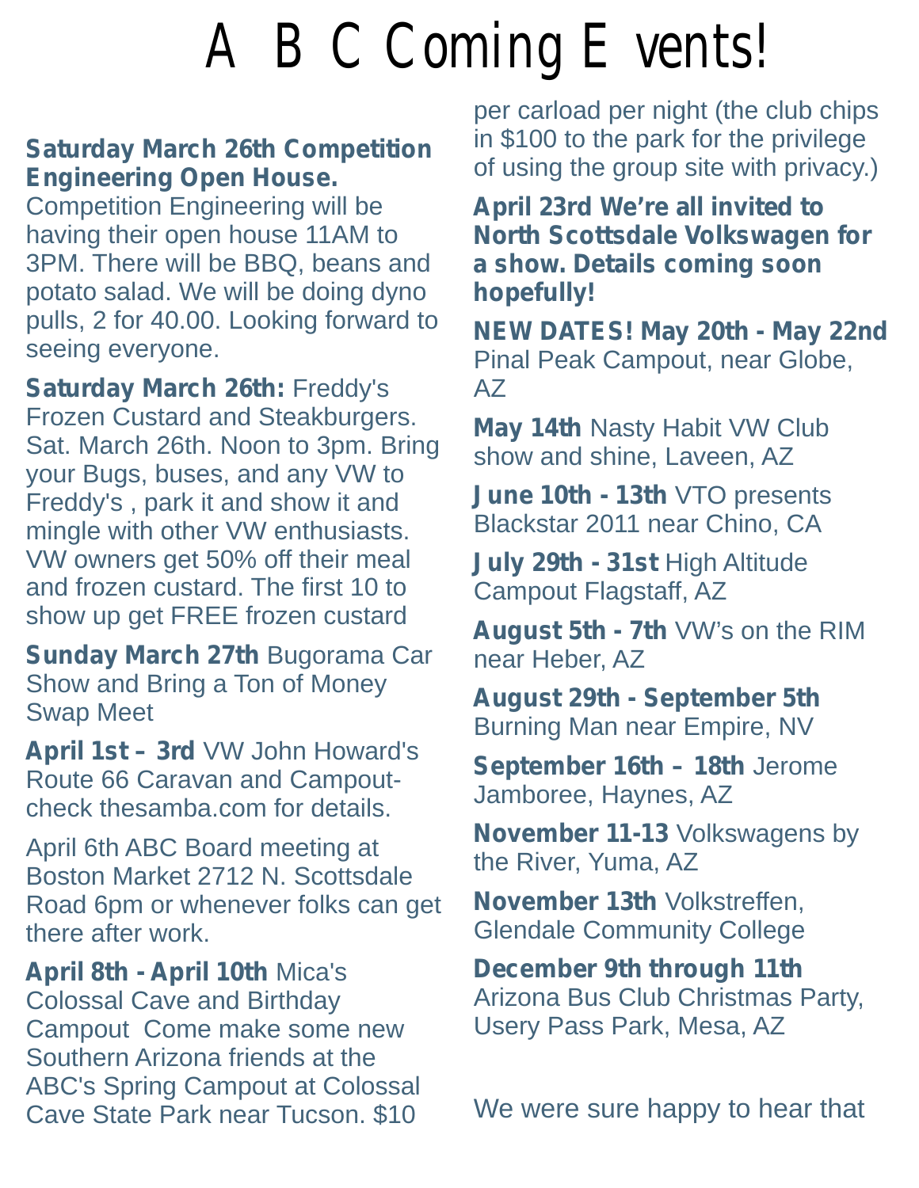# A B C Coming E vents!

**Saturday March 26th Competition Engineering Open House.** Competition Engineering will be having their open house 11AM to 3PM. There will be BBQ, beans and potato salad. We will be doing dyno pulls, 2 for 40.00. Looking forward to seeing everyone.

**Saturday March 26th:** Freddy's Frozen Custard and Steakburgers. Sat. March 26th. Noon to 3pm. Bring your Bugs, buses, and any VW to Freddy's , park it and show it and mingle with other VW enthusiasts. VW owners get 50% off their meal and frozen custard. The first 10 to show up get FREE frozen custard

**Sunday March 27th** Bugorama Car Show and Bring a Ton of Money Swap Meet

**April 1st – 3rd** VW John Howard's Route 66 Caravan and Campout- check thesamba.com for details.

April 6th ABC Board meeting at Boston Market 2712 N. Scottsdale Road 6pm or whenever folks can get there after work.

**April 8th - April 10th** Mica's Colossal Cave and Birthday Campout Come make some new Southern Arizona friends at the ABC's Spring Campout at Colossal Cave State Park near Tucson. $10 per carload per night (the club chips in $100 to the park for the privilege of using the group site with privacy.)

**April 23rd We're all invited to North Scottsdale Volkswagen for a show. Details coming soon hopefully!**

**NEW DATES! May 20th - May 22nd** Pinal Peak Campout, near Globe, AZ

**May 14th** Nasty Habit VW Club show and shine, Laveen, AZ

**June 10th - 13th** VTO presents Blackstar 2011 near Chino, CA

**July 29th - 31st** High Altitude Campout Flagstaff, AZ

**August 5th - 7th** VW's on the RIM near Heber, AZ

**August 29th - September 5th** Burning Man near Empire, NV

**September 16th – 18th** Jerome Jamboree, Haynes, AZ

**November 11-13** Volkswagens by the River, Yuma, AZ

**November 13th** Volkstreffen, Glendale Community College

**December 9th through 11th** Arizona Bus Club Christmas Party, Usery Pass Park, Mesa, AZ

We were sure happy to hear that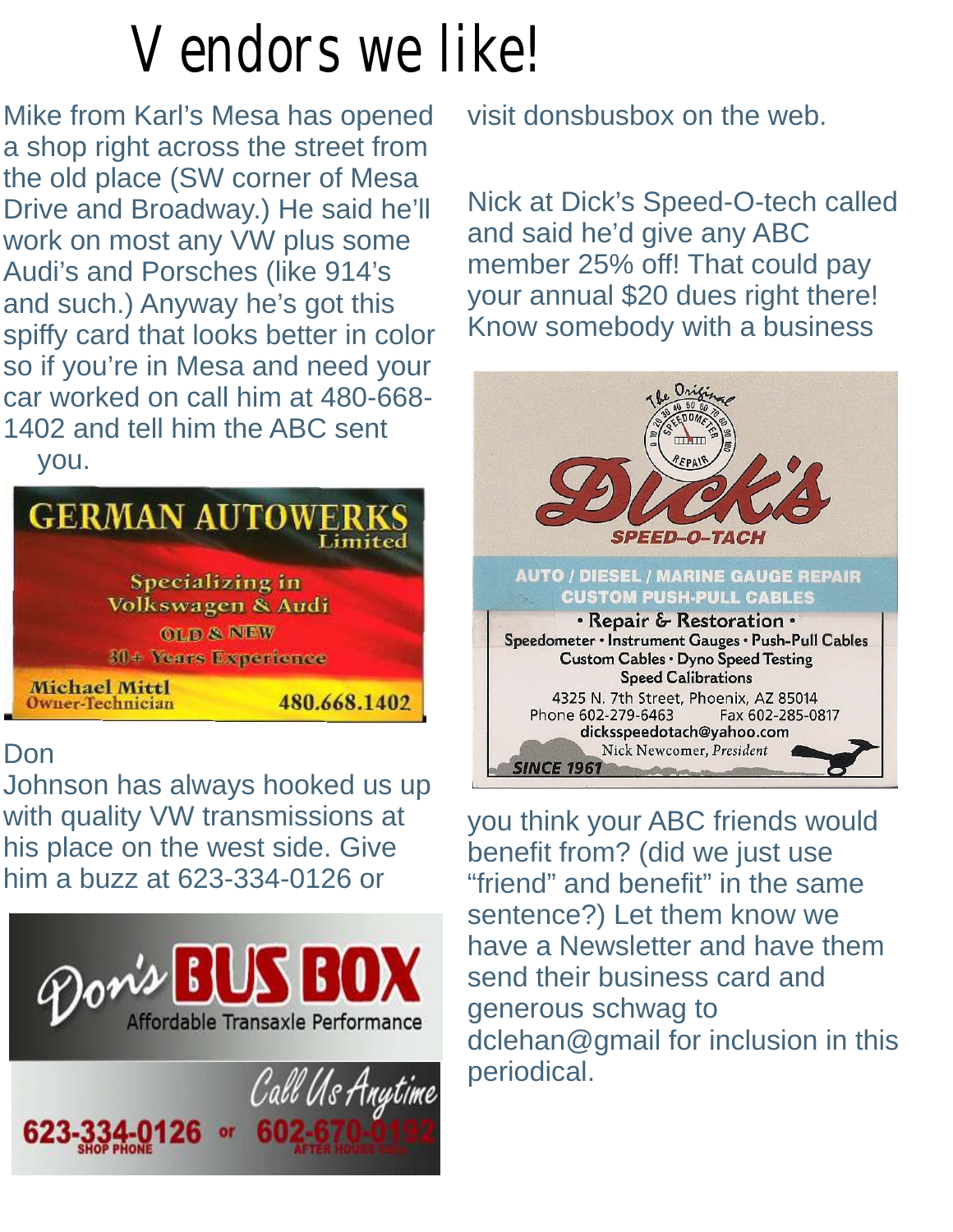# Vendors we like!

Mike from Karl's Mesa has opened a shop right across the street from the old place (SW corner of Mesa Drive and Broadway.) He said he'll work on most any VW plus some Audi's and Porsches (like 914's and such.) Anyway he's got this spiffy card that looks better in color so if you're in Mesa and need your car worked on call him at 480-668-1402 and tell him the ABC sent you.

**GERMAN AUTOWERKS** Limited

Specializing in Volkswagen & Audi

OLD & NEW

30+ Years Experience

Michael Mittl
Owner-Technician

480.668.1402

Don Johnson has always hooked us up with quality VW transmissions at his place on the west side. Give him a buzz at 623-334-0126 or visit donsbusbox on the web.

**Don's BUS BOX**
Affordable Transaxle Performance

Call Us Anytime

623-334-0126 SHOP PHONE or 602-670-0192 AFTER HOURS CELL

Nick at Dick's Speed-O-tech called and said he'd give any ABC member 25% off! That could pay your annual $20 dues right there! Know somebody with a business you think your ABC friends would benefit from? (did we just use "friend" and benefit" in the same sentence?) Let them know we have a Newsletter and have them send their business card and generous schwag to dclehan@gmail for inclusion in this periodical.

The Original Speedometer Repair

**Dick's SPEED-O-TACH**

AUTO / DIESEL / MARINE GAUGE REPAIR
CUSTOM PUSH-PULL CABLES

• Repair & Restoration •
Speedometer • Instrument Gauges • Push-Pull Cables
Custom Cables • Dyno Speed Testing
Speed Calibrations

4325 N. 7th Street, Phoenix, AZ 85014
Phone 602-279-6463 Fax 602-285-0817
dicksspeedotach@yahoo.com
Nick Newcomer, *President*

SINCE 1961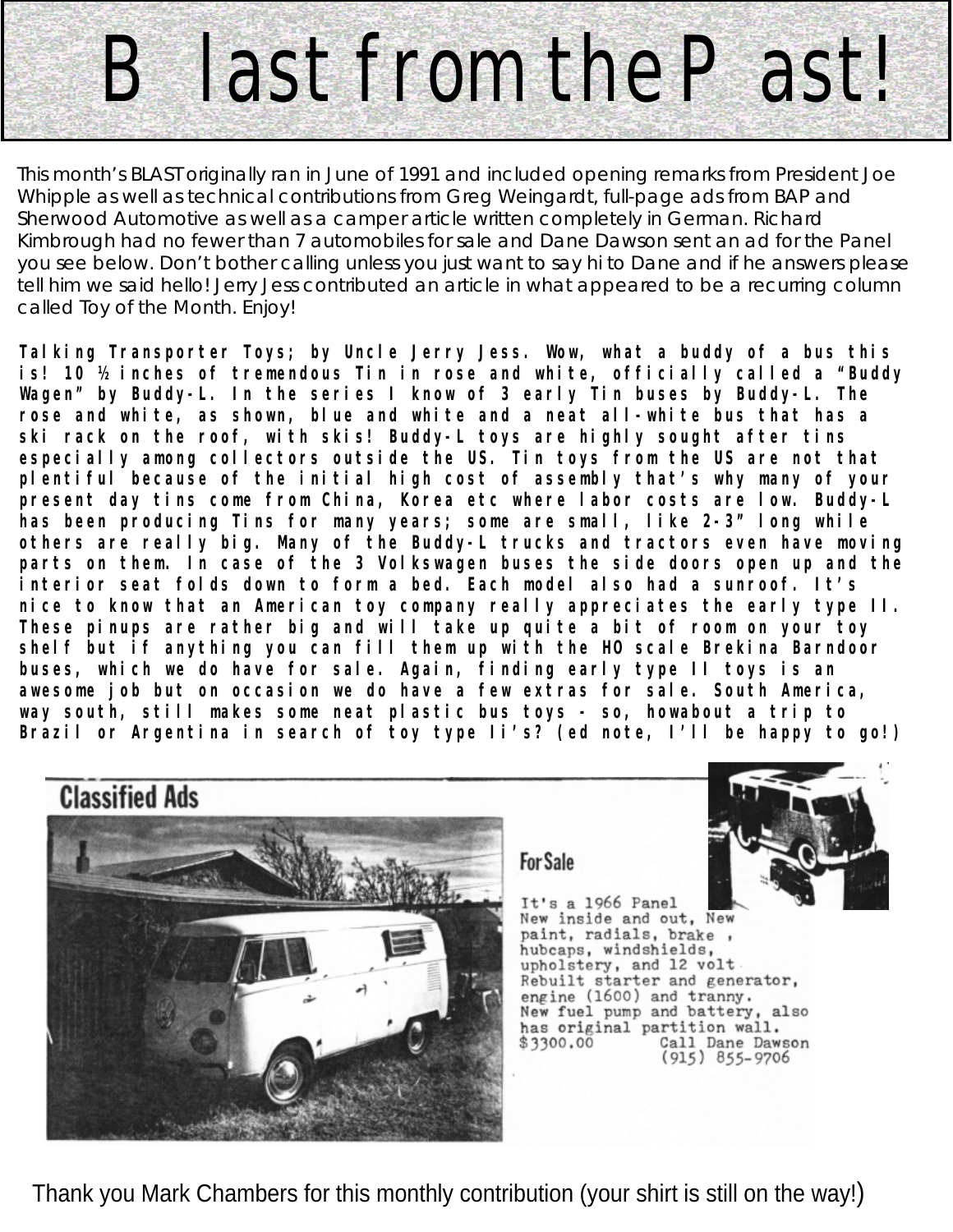# B last from the P ast!

This month's BLAST originally ran in June of 1991 and included opening remarks from President Joe Whipple as well as technical contributions from Greg Weingardt, full-page ads from BAP and Sherwood Automotive as well as a camper article written completely in German. Richard Kimbrough had no fewer than 7 automobiles for sale and Dane Dawson sent an ad for the Panel you see below. Don't bother calling unless you just want to say hi to Dane and if he answers please tell him we said hello! Jerry Jess contributed an article in what appeared to be a recurring column called Toy of the Month. Enjoy!

**Talking Transporter Toys; by Uncle Jerry Jess. Wow, what a buddy of a bus this is! 10 ½ inches of tremendous Tin in rose and white, officially called a "Buddy Wagen" by Buddy-L. In the series I know of 3 early Tin buses by Buddy-L. The rose and white, as shown, blue and white and a neat all-white bus that has a ski rack on the roof, with skis! Buddy-L toys are highly sought after tins especially among collectors outside the US. Tin toys from the US are not that plentiful because of the initial high cost of assembly that's why many of your present day tins come from China, Korea etc where labor costs are low. Buddy-L has been producing Tins for many years; some are small, like 2-3" long while others are really big. Many of the Buddy-L trucks and tractors even have moving parts on them. In case of the 3 Volkswagen buses the side doors open up and the interior seat folds down to form a bed. Each model also had a sunroof. It's nice to know that an American toy company really appreciates the early type II. These pinups are rather big and will take up quite a bit of room on your toy shelf but if anything you can fill them up with the HO scale Brekina Barndoor buses, which we do have for sale. Again, finding early type II toys is an awesome job but on occasion we do have a few extras for sale. South America, way south, still makes some neat plastic bus toys - so, howabout a trip to Brazil or Argentina in search of toy type Ii's? (ed note, I'll be happy to go!)**

## Classified Ads

**For Sale**

It's a 1966 Panel
New inside and out, New paint, radials, brake , hubcaps, windshields, upholstery, and 12 volt
Rebuilt starter and generator, engine (1600) and tranny.
New fuel pump and battery, also has original partition wall.
$3300.00 Call Dane Dawson (915) 855-9706

Thank you Mark Chambers for this monthly contribution (your shirt is still on the way!)